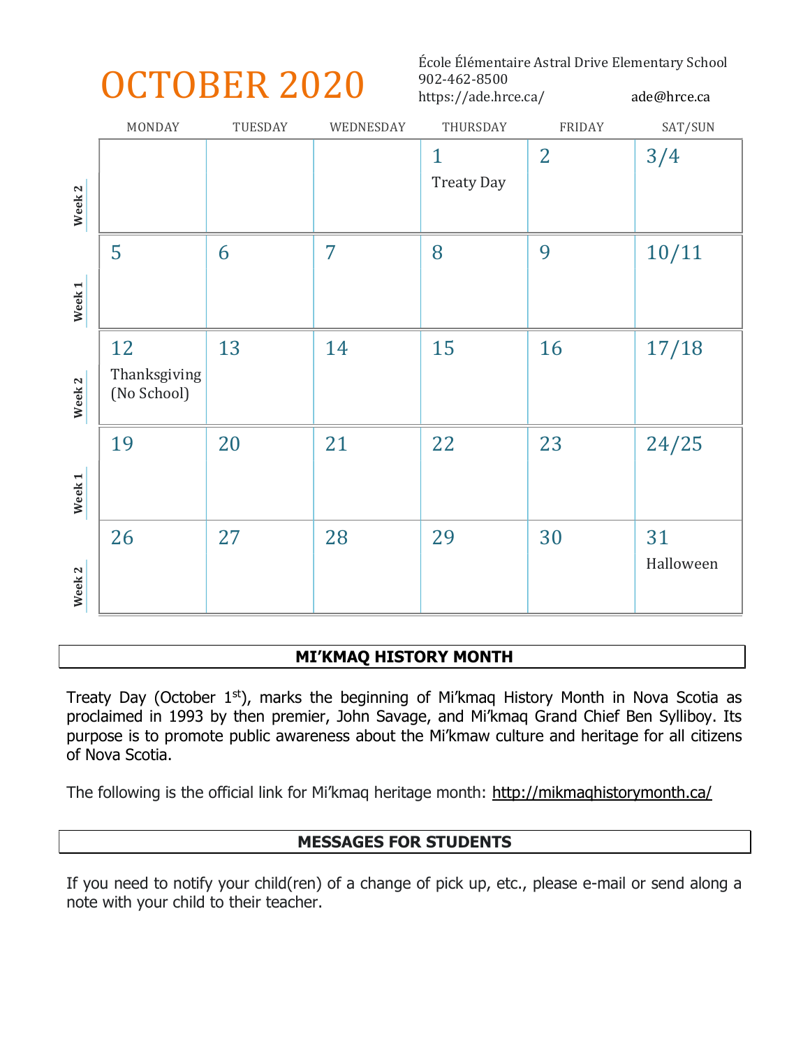# OCTOBER 2020

École Élémentaire Astral Drive Elementary School
902-462-8500
https://ade.hrce.ca/ ade@hrce.ca

| | MONDAY | TUESDAY | WEDNESDAY | THURSDAY | FRIDAY | SAT/SUN |
|---|---|---|---|---|---|---|
| Week 2 | | | | 1 Treaty Day | 2 | 3/4 |
| Week 1 | 5 | 6 | 7 | 8 | 9 | 10/11 |
| Week 2 | 12 Thanksgiving (No School) | 13 | 14 | 15 | 16 | 17/18 |
| Week 1 | 19 | 20 | 21 | 22 | 23 | 24/25 |
| Week 2 | 26 | 27 | 28 | 29 | 30 | 31 Halloween |

## MI'KMAQ HISTORY MONTH

Treaty Day (October 1st), marks the beginning of Mi'kmaq History Month in Nova Scotia as proclaimed in 1993 by then premier, John Savage, and Mi'kmaq Grand Chief Ben Sylliboy. Its purpose is to promote public awareness about the Mi'kmaw culture and heritage for all citizens of Nova Scotia.

The following is the official link for Mi'kmaq heritage month: http://mikmaqhistorymonth.ca/

## MESSAGES FOR STUDENTS

If you need to notify your child(ren) of a change of pick up, etc., please e-mail or send along a note with your child to their teacher.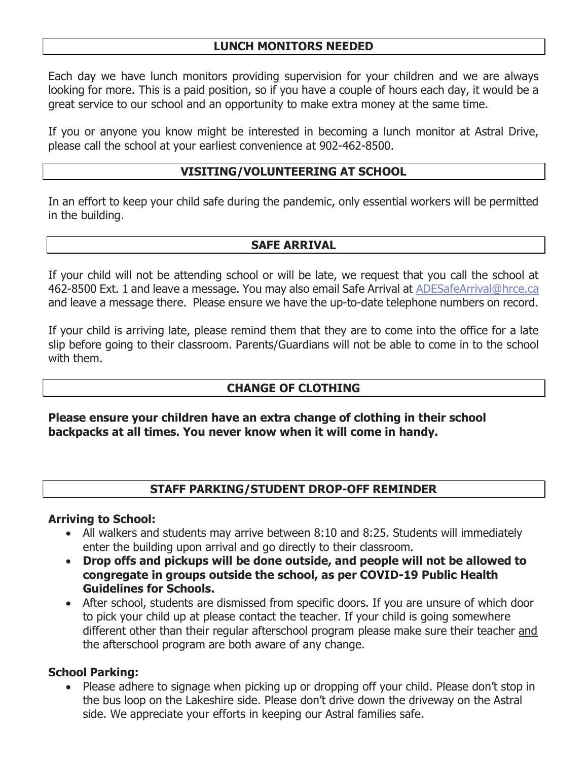## LUNCH MONITORS NEEDED

Each day we have lunch monitors providing supervision for your children and we are always looking for more. This is a paid position, so if you have a couple of hours each day, it would be a great service to our school and an opportunity to make extra money at the same time.

If you or anyone you know might be interested in becoming a lunch monitor at Astral Drive, please call the school at your earliest convenience at 902-462-8500.

## VISITING/VOLUNTEERING AT SCHOOL

In an effort to keep your child safe during the pandemic, only essential workers will be permitted in the building.

## SAFE ARRIVAL

If your child will not be attending school or will be late, we request that you call the school at 462-8500 Ext. 1 and leave a message. You may also email Safe Arrival at ADESafeArrival@hrce.ca and leave a message there. Please ensure we have the up-to-date telephone numbers on record.

If your child is arriving late, please remind them that they are to come into the office for a late slip before going to their classroom. Parents/Guardians will not be able to come in to the school with them.

## CHANGE OF CLOTHING

**Please ensure your children have an extra change of clothing in their school backpacks at all times. You never know when it will come in handy.**

## STAFF PARKING/STUDENT DROP-OFF REMINDER

**Arriving to School:**

- All walkers and students may arrive between 8:10 and 8:25. Students will immediately enter the building upon arrival and go directly to their classroom.
- **Drop offs and pickups will be done outside, and people will not be allowed to congregate in groups outside the school, as per COVID-19 Public Health Guidelines for Schools.**
- After school, students are dismissed from specific doors. If you are unsure of which door to pick your child up at please contact the teacher. If your child is going somewhere different other than their regular afterschool program please make sure their teacher and the afterschool program are both aware of any change.

**School Parking:**

- Please adhere to signage when picking up or dropping off your child. Please don't stop in the bus loop on the Lakeshire side. Please don't drive down the driveway on the Astral side. We appreciate your efforts in keeping our Astral families safe.